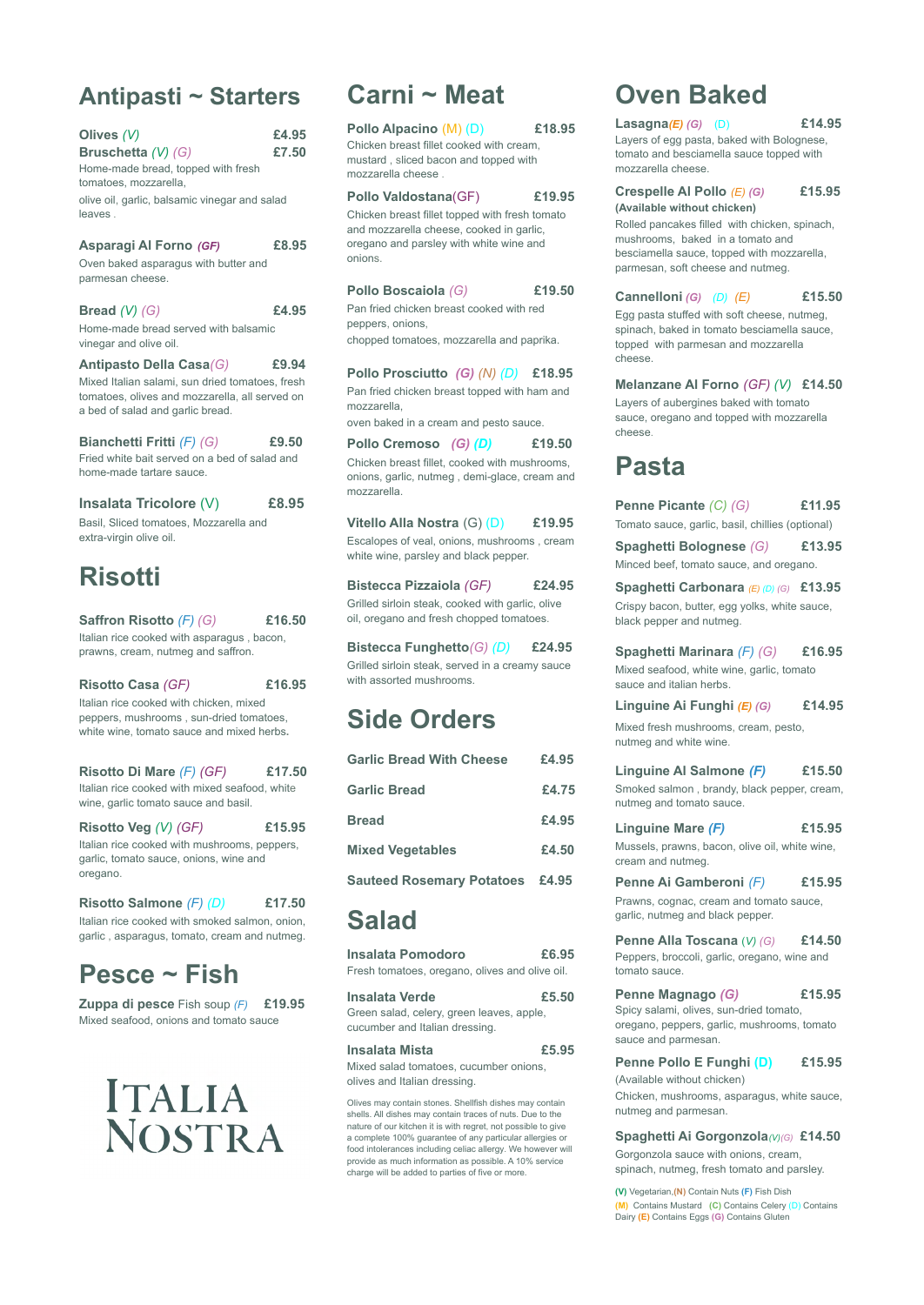## Antipasti ~ Starters

**Olives** *(V)* **£4.95**

**Bruschetta** *(V) (G)* **£7.50**
Home-made bread, topped with fresh tomatoes, mozzarella,
olive oil, garlic, balsamic vinegar and salad leaves .

**Asparagi Al Forno** ***(GF)*** **£8.95**
Oven baked asparagus with butter and parmesan cheese.

**Bread** *(V) (G)* **£4.95**
Home-made bread served with balsamic vinegar and olive oil.

**Antipasto Della Casa***(G)* **£9.94**
Mixed Italian salami, sun dried tomatoes, fresh tomatoes, olives and mozzarella, all served on a bed of salad and garlic bread.

**Bianchetti Fritti** *(F) (G)* **£9.50**
Fried white bait served on a bed of salad and home-made tartare sauce.

**Insalata Tricolore** (V) **£8.95**
Basil, Sliced tomatoes, Mozzarella and extra-virgin olive oil.

## Risotti

**Saffron Risotto** *(F) (G)* **£16.50**
Italian rice cooked with asparagus , bacon, prawns, cream, nutmeg and saffron.

**Risotto Casa** *(GF)* **£16.95**
Italian rice cooked with chicken, mixed peppers, mushrooms , sun-dried tomatoes, white wine, tomato sauce and mixed herbs.

**Risotto Di Mare** *(F) (GF)* **£17.50**
Italian rice cooked with mixed seafood, white wine, garlic tomato sauce and basil.

**Risotto Veg** *(V) (GF)* **£15.95**
Italian rice cooked with mushrooms, peppers, garlic, tomato sauce, onions, wine and oregano.

**Risotto Salmone** *(F) (D)* **£17.50**
Italian rice cooked with smoked salmon, onion, garlic , asparagus, tomato, cream and nutmeg.

## Pesce ~ Fish

**Zuppa di pesce** Fish soup *(F)* **£19.95**
Mixed seafood, onions and tomato sauce

ITALIA NOSTRA

## Carni ~ Meat

**Pollo Alpacino** (M) (D) **£18.95**
Chicken breast fillet cooked with cream, mustard , sliced bacon and topped with mozzarella cheese .

**Pollo Valdostana**(GF) **£19.95**
Chicken breast fillet topped with fresh tomato and mozzarella cheese, cooked in garlic, oregano and parsley with white wine and onions.

**Pollo Boscaiola** *(G)* **£19.50**
Pan fried chicken breast cooked with red peppers, onions,
chopped tomatoes, mozzarella and paprika.

**Pollo Prosciutto** ***(G)*** *(N) (D)* **£18.95**
Pan fried chicken breast topped with ham and mozzarella,
oven baked in a cream and pesto sauce.

**Pollo Cremoso** ***(G) (D)*** **£19.50**
Chicken breast fillet, cooked with mushrooms, onions, garlic, nutmeg , demi-glace, cream and mozzarella.

**Vitello Alla Nostra** (G) (D) **£19.95**
Escalopes of veal, onions, mushrooms , cream white wine, parsley and black pepper.

**Bistecca Pizzaiola** *(GF)* **£24.95**
Grilled sirloin steak, cooked with garlic, olive oil, oregano and fresh chopped tomatoes.

**Bistecca Funghetto***(G) (D)* **£24.95**
Grilled sirloin steak, served in a creamy sauce with assorted mushrooms.

## Side Orders

| | |
|---|---|
| **Garlic Bread With Cheese** | **£4.95** |
| **Garlic Bread** | **£4.75** |
| **Bread** | **£4.95** |
| **Mixed Vegetables** | **£4.50** |
| **Sauteed Rosemary Potatoes** | **£4.95** |

## Salad

**Insalata Pomodoro** **£6.95**
Fresh tomatoes, oregano, olives and olive oil.

**Insalata Verde** **£5.50**
Green salad, celery, green leaves, apple, cucumber and Italian dressing.

**Insalata Mista** **£5.95**
Mixed salad tomatoes, cucumber onions, olives and Italian dressing.

Olives may contain stones. Shellfish dishes may contain shells. All dishes may contain traces of nuts. Due to the nature of our kitchen it is with regret, not possible to give a complete 100% guarantee of any particular allergies or food intolerances including celiac allergy. We however will provide as much information as possible. A 10% service charge will be added to parties of five or more.

## Oven Baked

**Lasagna***(E) (G)* (D) **£14.95**
Layers of egg pasta, baked with Bolognese, tomato and besciamella sauce topped with mozzarella cheese.

**Crespelle Al Pollo** *(E) (G)* **£15.95**
**(Available without chicken)**
Rolled pancakes filled with chicken, spinach, mushrooms, baked in a tomato and besciamella sauce, topped with mozzarella, parmesan, soft cheese and nutmeg.

**Cannelloni** *(G) (D) (E)* **£15.50**
Egg pasta stuffed with soft cheese, nutmeg, spinach, baked in tomato besciamella sauce, topped with parmesan and mozzarella cheese.

**Melanzane Al Forno** *(GF) (V)* **£14.50**
Layers of aubergines baked with tomato sauce, oregano and topped with mozzarella cheese.

## Pasta

**Penne Picante** *(C) (G)* **£11.95**
Tomato sauce, garlic, basil, chillies (optional)

**Spaghetti Bolognese** *(G)* **£13.95**
Minced beef, tomato sauce, and oregano.

**Spaghetti Carbonara** *(E) (D) (G)* **£13.95**
Crispy bacon, butter, egg yolks, white sauce, black pepper and nutmeg.

**Spaghetti Marinara** *(F) (G)* **£16.95**
Mixed seafood, white wine, garlic, tomato sauce and italian herbs.

**Linguine Ai Funghi** ***(E) (G)*** **£14.95**
Mixed fresh mushrooms, cream, pesto, nutmeg and white wine.

**Linguine Al Salmone** ***(F)*** **£15.50**
Smoked salmon , brandy, black pepper, cream, nutmeg and tomato sauce.

**Linguine Mare** ***(F)*** **£15.95**
Mussels, prawns, bacon, olive oil, white wine, cream and nutmeg.

**Penne Ai Gamberoni** *(F)* **£15.95**
Prawns, cognac, cream and tomato sauce, garlic, nutmeg and black pepper.

**Penne Alla Toscana** *(V) (G)* **£14.50**
Peppers, broccoli, garlic, oregano, wine and tomato sauce.

**Penne Magnago** ***(G)*** **£15.95**
Spicy salami, olives, sun-dried tomato, oregano, peppers, garlic, mushrooms, tomato sauce and parmesan.

**Penne Pollo E Funghi** **(D)** **£15.95**
(Available without chicken)
Chicken, mushrooms, asparagus, white sauce, nutmeg and parmesan.

**Spaghetti Ai Gorgonzola***(V)(G)* **£14.50**
Gorgonzola sauce with onions, cream, spinach, nutmeg, fresh tomato and parsley.

**(V)** Vegetarian,**(N)** Contain Nuts **(F)** Fish Dish
**(M)** Contains Mustard **(C)** Contains Celery (D) Contains Dairy **(E)** Contains Eggs **(G)** Contains Gluten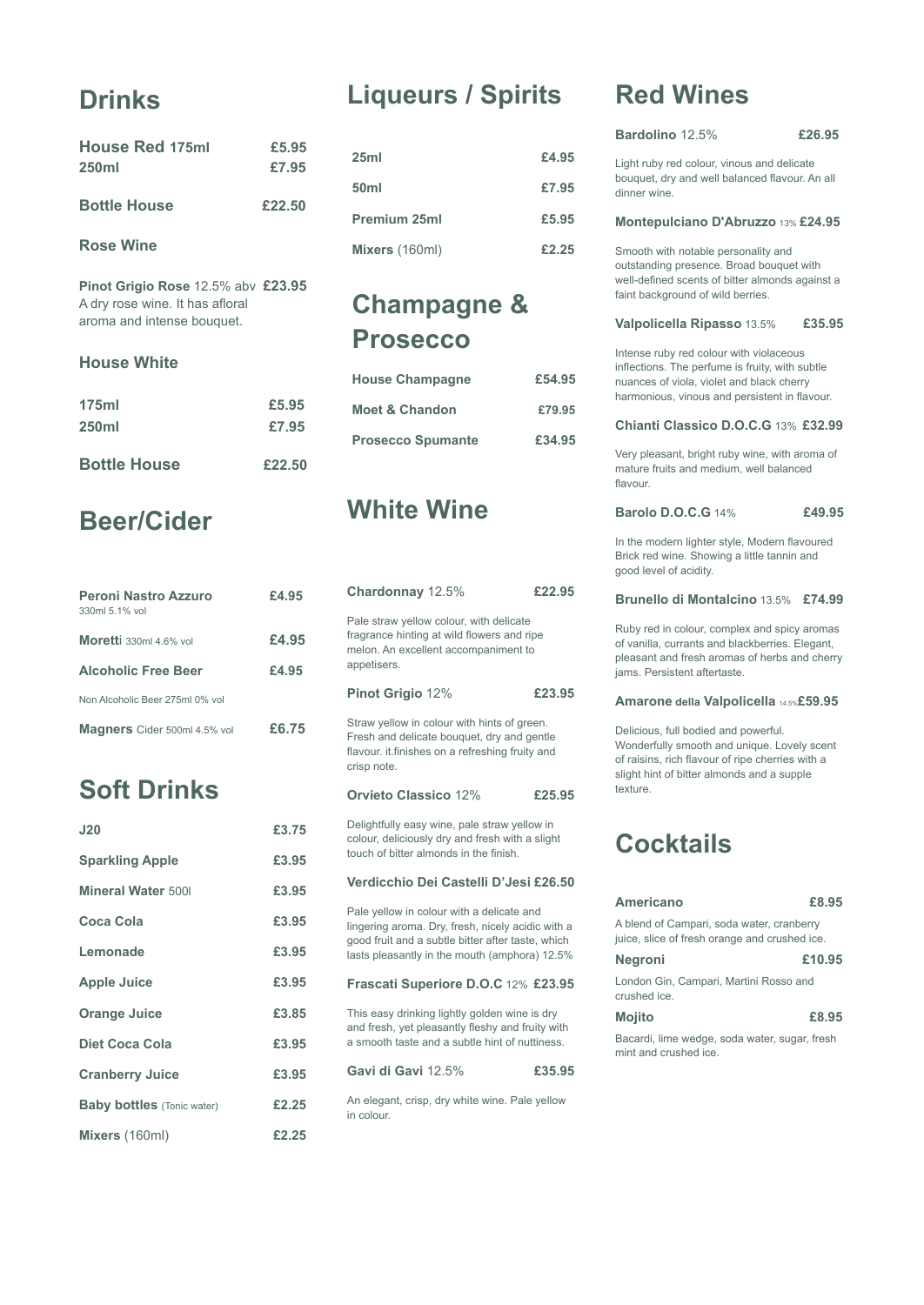# Drinks

| | |
|---|---|
| **House Red** 175ml | **£5.95** |
| **250ml** | **£7.95** |
| **Bottle House** | **£22.50** |

### Rose Wine

**Pinot Grigio Rose** 12.5% abv **£23.95**
A dry rose wine. It has afloral aroma and intense bouquet.

### House White

| | |
|---|---|
| **175ml** | **£5.95** |
| **250ml** | **£7.95** |
| **Bottle House** | **£22.50** |

# Beer/Cider

| | |
|---|---|
| **Peroni Nastro Azzuro** 330ml 5.1% vol | **£4.95** |
| **Moretti** 330ml 4.6% vol | **£4.95** |
| **Alcoholic Free Beer** | **£4.95** |
| Non Alcoholic Beer 275ml 0% vol | |
| **Magners** Cider 500ml 4.5% vol | **£6.75** |

# Soft Drinks

| | |
|---|---|
| **J20** | **£3.75** |
| **Sparkling Apple** | **£3.95** |
| **Mineral Water** 500l | **£3.95** |
| **Coca Cola** | **£3.95** |
| **Lemonade** | **£3.95** |
| **Apple Juice** | **£3.95** |
| **Orange Juice** | **£3.85** |
| **Diet Coca Cola** | **£3.95** |
| **Cranberry Juice** | **£3.95** |
| **Baby bottles** (Tonic water) | **£2.25** |
| **Mixers** (160ml) | **£2.25** |

# Liqueurs / Spirits

| | |
|---|---|
| **25ml** | **£4.95** |
| **50ml** | **£7.95** |
| **Premium 25ml** | **£5.95** |
| **Mixers** (160ml) | **£2.25** |

# Champagne & Prosecco

| | |
|---|---|
| **House Champagne** | **£54.95** |
| **Moet & Chandon** | **£79.95** |
| **Prosecco Spumante** | **£34.95** |

# White Wine

**Chardonnay** 12.5% **£22.95**

Pale straw yellow colour, with delicate fragrance hinting at wild flowers and ripe melon. An excellent accompaniment to appetisers.

**Pinot Grigio** 12% **£23.95**

Straw yellow in colour with hints of green. Fresh and delicate bouquet, dry and gentle flavour. it.finishes on a refreshing fruity and crisp note.

**Orvieto Classico** 12% **£25.95**

Delightfully easy wine, pale straw yellow in colour, deliciously dry and fresh with a slight touch of bitter almonds in the finish.

**Verdicchio Dei Castelli D'Jesi £26.50**

Pale yellow in colour with a delicate and lingering aroma. Dry, fresh, nicely acidic with a good fruit and a subtle bitter after taste, which lasts pleasantly in the mouth (amphora) 12.5%

**Frascati Superiore D.O.C** 12% **£23.95**

This easy drinking lightly golden wine is dry and fresh, yet pleasantly fleshy and fruity with a smooth taste and a subtle hint of nuttiness.

**Gavi di Gavi** 12.5% **£35.95**

An elegant, crisp, dry white wine. Pale yellow in colour.

# Red Wines

**Bardolino** 12.5% **£26.95**

Light ruby red colour, vinous and delicate bouquet, dry and well balanced flavour. An all dinner wine.

**Montepulciano D'Abruzzo** 13% **£24.95**

Smooth with notable personality and outstanding presence. Broad bouquet with well-defined scents of bitter almonds against a faint background of wild berries.

**Valpolicella Ripasso** 13.5% **£35.95**

Intense ruby red colour with violaceous inflections. The perfume is fruity, with subtle nuances of viola, violet and black cherry harmonious, vinous and persistent in flavour.

**Chianti Classico D.O.C.G** 13% **£32.99**

Very pleasant, bright ruby wine, with aroma of mature fruits and medium, well balanced flavour.

**Barolo D.O.C.G** 14% **£49.95**

In the modern lighter style, Modern flavoured Brick red wine. Showing a little tannin and good level of acidity.

**Brunello di Montalcino** 13.5% **£74.99**

Ruby red in colour, complex and spicy aromas of vanilla, currants and blackberries. Elegant, pleasant and fresh aromas of herbs and cherry jams. Persistent aftertaste.

**Amarone della Valpolicella** 14.5% **£59.95**

Delicious, full bodied and powerful. Wonderfully smooth and unique. Lovely scent of raisins, rich flavour of ripe cherries with a slight hint of bitter almonds and a supple texture.

# Cocktails

**Americano** **£8.95**

A blend of Campari, soda water, cranberry juice, slice of fresh orange and crushed ice.

**Negroni** **£10.95**

London Gin, Campari, Martini Rosso and crushed ice.

**Mojito** **£8.95**

Bacardi, lime wedge, soda water, sugar, fresh mint and crushed ice.